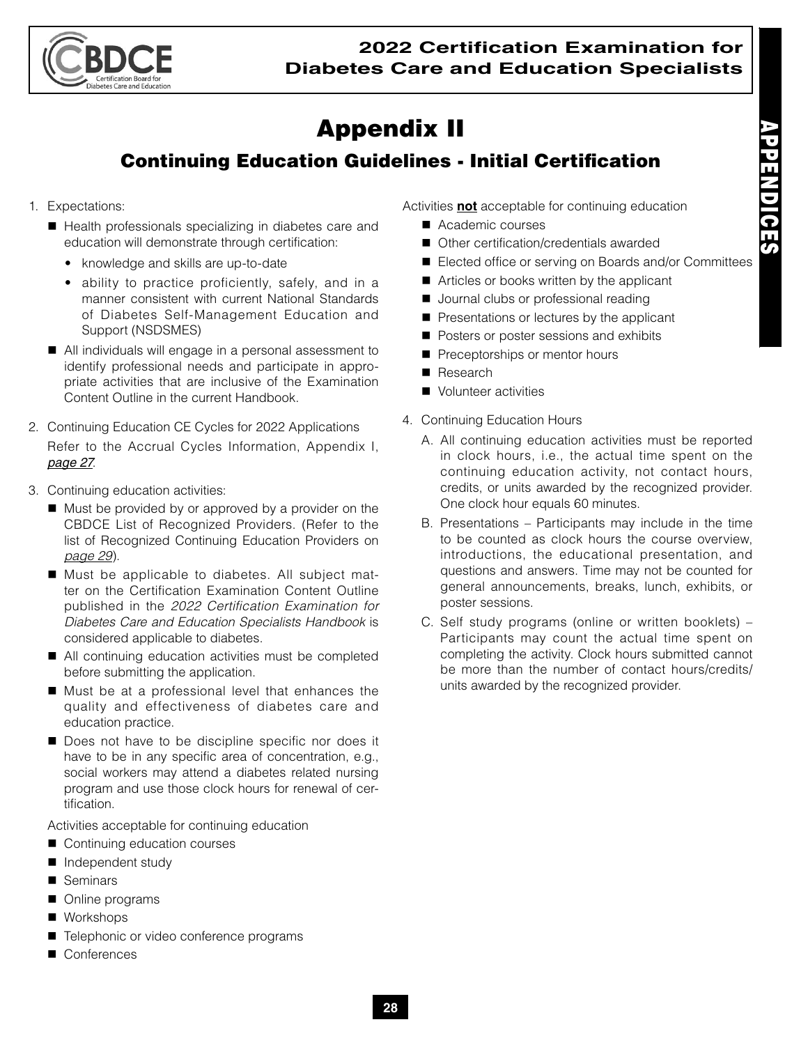# Appendix II

## Continuing Education Guidelines - Initial Certification

1. Expectations:
   - Health professionals specializing in diabetes care and education will demonstrate through certification:
     - knowledge and skills are up-to-date
     - ability to practice proficiently, safely, and in a manner consistent with current National Standards of Diabetes Self-Management Education and Support (NSDSMES)
   - All individuals will engage in a personal assessment to identify professional needs and participate in appropriate activities that are inclusive of the Examination Content Outline in the current Handbook.

2. Continuing Education CE Cycles for 2022 Applications

   Refer to the Accrual Cycles Information, Appendix I, *page 27*.

3. Continuing education activities:
   - Must be provided by or approved by a provider on the CBDCE List of Recognized Providers. (Refer to the list of Recognized Continuing Education Providers on *page 29*).
   - Must be applicable to diabetes. All subject matter on the Certification Examination Content Outline published in the *2022 Certification Examination for Diabetes Care and Education Specialists Handbook* is considered applicable to diabetes.
   - All continuing education activities must be completed before submitting the application.
   - Must be at a professional level that enhances the quality and effectiveness of diabetes care and education practice.
   - Does not have to be discipline specific nor does it have to be in any specific area of concentration, e.g., social workers may attend a diabetes related nursing program and use those clock hours for renewal of certification.

   Activities acceptable for continuing education
   - Continuing education courses
   - Independent study
   - Seminars
   - Online programs
   - Workshops
   - Telephonic or video conference programs
   - Conferences

   Activities **not** acceptable for continuing education
   - Academic courses
   - Other certification/credentials awarded
   - Elected office or serving on Boards and/or Committees
   - Articles or books written by the applicant
   - Journal clubs or professional reading
   - Presentations or lectures by the applicant
   - Posters or poster sessions and exhibits
   - Preceptorships or mentor hours
   - Research
   - Volunteer activities

4. Continuing Education Hours
   - A. All continuing education activities must be reported in clock hours, i.e., the actual time spent on the continuing education activity, not contact hours, credits, or units awarded by the recognized provider. One clock hour equals 60 minutes.
   - B. Presentations – Participants may include in the time to be counted as clock hours the course overview, introductions, the educational presentation, and questions and answers. Time may not be counted for general announcements, breaks, lunch, exhibits, or poster sessions.
   - C. Self study programs (online or written booklets) – Participants may count the actual time spent on completing the activity. Clock hours submitted cannot be more than the number of contact hours/credits/units awarded by the recognized provider.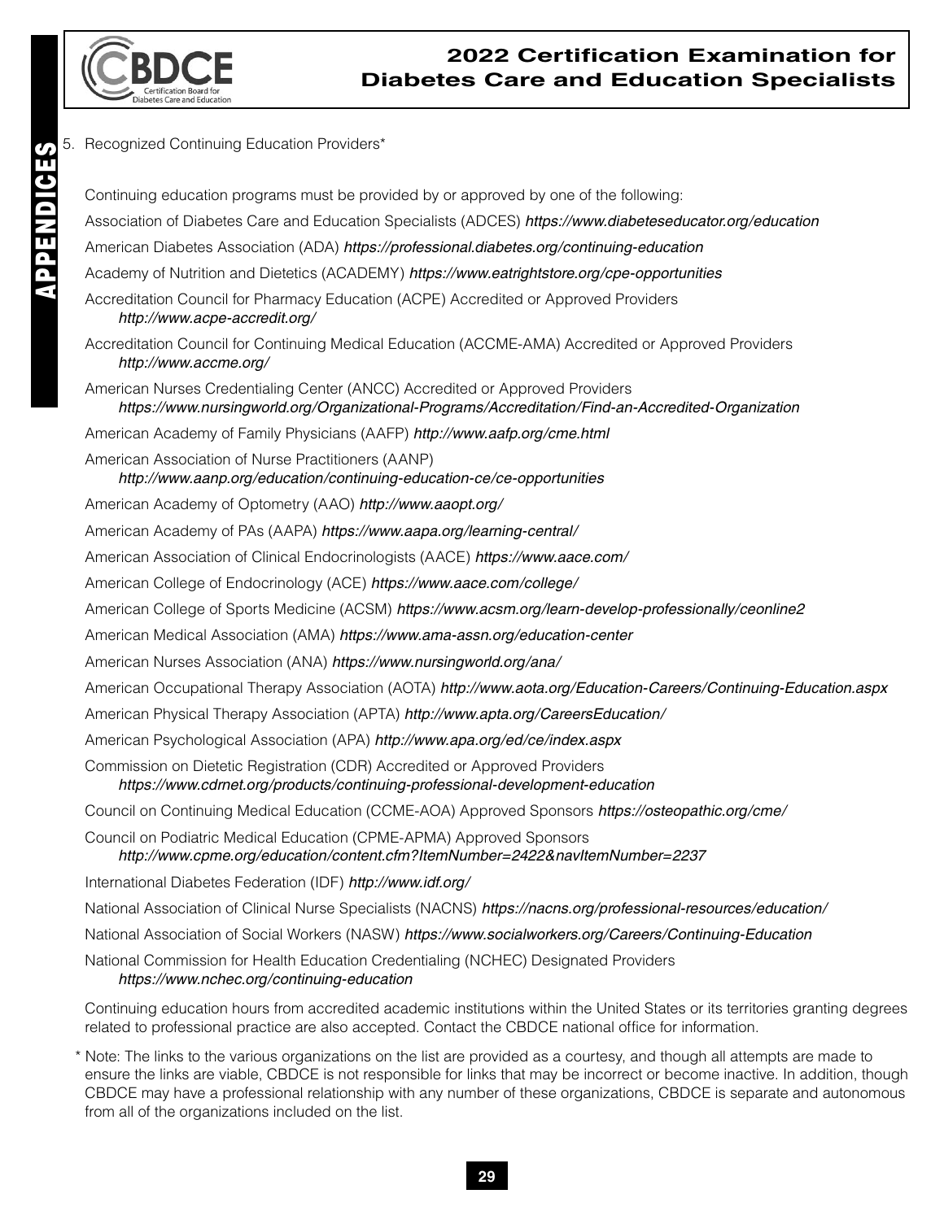5. Recognized Continuing Education Providers*

Continuing education programs must be provided by or approved by one of the following:

Association of Diabetes Care and Education Specialists (ADCES) *https://www.diabeteseducator.org/education*

American Diabetes Association (ADA) *https://professional.diabetes.org/continuing-education*

Academy of Nutrition and Dietetics (ACADEMY) *https://www.eatrightstore.org/cpe-opportunities*

Accreditation Council for Pharmacy Education (ACPE) Accredited or Approved Providers
*http://www.acpe-accredit.org/*

Accreditation Council for Continuing Medical Education (ACCME-AMA) Accredited or Approved Providers
*http://www.accme.org/*

American Nurses Credentialing Center (ANCC) Accredited or Approved Providers
*https://www.nursingworld.org/Organizational-Programs/Accreditation/Find-an-Accredited-Organization*

American Academy of Family Physicians (AAFP) *http://www.aafp.org/cme.html*

American Association of Nurse Practitioners (AANP)
*http://www.aanp.org/education/continuing-education-ce/ce-opportunities*

American Academy of Optometry (AAO) *http://www.aaopt.org/*

American Academy of PAs (AAPA) *https://www.aapa.org/learning-central/*

American Association of Clinical Endocrinologists (AACE) *https://www.aace.com/*

American College of Endocrinology (ACE) *https://www.aace.com/college/*

American College of Sports Medicine (ACSM) *https://www.acsm.org/learn-develop-professionally/ceonline2*

American Medical Association (AMA) *https://www.ama-assn.org/education-center*

American Nurses Association (ANA) *https://www.nursingworld.org/ana/*

American Occupational Therapy Association (AOTA) *http://www.aota.org/Education-Careers/Continuing-Education.aspx*

American Physical Therapy Association (APTA) *http://www.apta.org/CareersEducation/*

American Psychological Association (APA) *http://www.apa.org/ed/ce/index.aspx*

Commission on Dietetic Registration (CDR) Accredited or Approved Providers
*https://www.cdrnet.org/products/continuing-professional-development-education*

Council on Continuing Medical Education (CCME-AOA) Approved Sponsors *https://osteopathic.org/cme/*

Council on Podiatric Medical Education (CPME-APMA) Approved Sponsors
*http://www.cpme.org/education/content.cfm?ItemNumber=2422&navItemNumber=2237*

International Diabetes Federation (IDF) *http://www.idf.org/*

National Association of Clinical Nurse Specialists (NACNS) *https://nacns.org/professional-resources/education/*

National Association of Social Workers (NASW) *https://www.socialworkers.org/Careers/Continuing-Education*

National Commission for Health Education Credentialing (NCHEC) Designated Providers
*https://www.nchec.org/continuing-education*

Continuing education hours from accredited academic institutions within the United States or its territories granting degrees related to professional practice are also accepted. Contact the CBDCE national office for information.

\* Note: The links to the various organizations on the list are provided as a courtesy, and though all attempts are made to ensure the links are viable, CBDCE is not responsible for links that may be incorrect or become inactive. In addition, though CBDCE may have a professional relationship with any number of these organizations, CBDCE is separate and autonomous from all of the organizations included on the list.